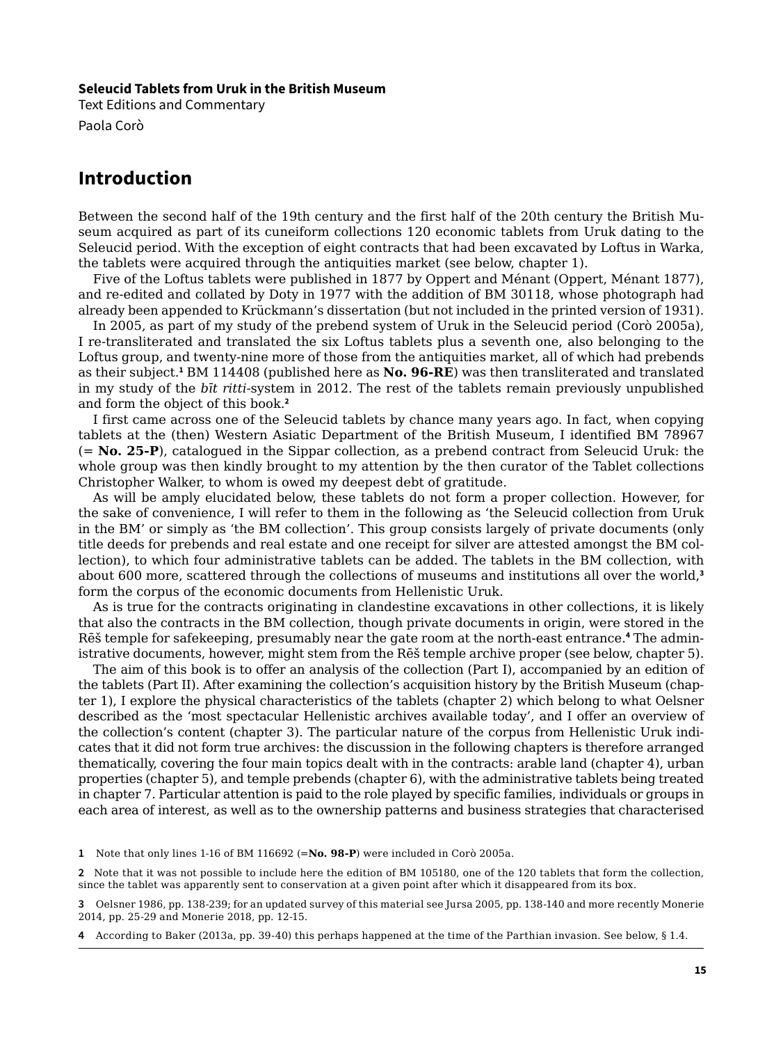**Seleucid Tablets from Uruk in the British Museum**
Text Editions and Commentary
Paola Corò

# Introduction

Between the second half of the 19th century and the first half of the 20th century the British Museum acquired as part of its cuneiform collections 120 economic tablets from Uruk dating to the Seleucid period. With the exception of eight contracts that had been excavated by Loftus in Warka, the tablets were acquired through the antiquities market (see below, chapter 1).

Five of the Loftus tablets were published in 1877 by Oppert and Ménant (Oppert, Ménant 1877), and re-edited and collated by Doty in 1977 with the addition of BM 30118, whose photograph had already been appended to Krückmann's dissertation (but not included in the printed version of 1931).

In 2005, as part of my study of the prebend system of Uruk in the Seleucid period (Corò 2005a), I re-transliterated and translated the six Loftus tablets plus a seventh one, also belonging to the Loftus group, and twenty-nine more of those from the antiquities market, all of which had prebends as their subject.[1] BM 114408 (published here as **No. 96-RE**) was then transliterated and translated in my study of the *bīt ritti*-system in 2012. The rest of the tablets remain previously unpublished and form the object of this book.[2]

I first came across one of the Seleucid tablets by chance many years ago. In fact, when copying tablets at the (then) Western Asiatic Department of the British Museum, I identified BM 78967 (= **No. 25-P**), catalogued in the Sippar collection, as a prebend contract from Seleucid Uruk: the whole group was then kindly brought to my attention by the then curator of the Tablet collections Christopher Walker, to whom is owed my deepest debt of gratitude.

As will be amply elucidated below, these tablets do not form a proper collection. However, for the sake of convenience, I will refer to them in the following as 'the Seleucid collection from Uruk in the BM' or simply as 'the BM collection'. This group consists largely of private documents (only title deeds for prebends and real estate and one receipt for silver are attested amongst the BM collection), to which four administrative tablets can be added. The tablets in the BM collection, with about 600 more, scattered through the collections of museums and institutions all over the world,[3] form the corpus of the economic documents from Hellenistic Uruk.

As is true for the contracts originating in clandestine excavations in other collections, it is likely that also the contracts in the BM collection, though private documents in origin, were stored in the Rēš temple for safekeeping, presumably near the gate room at the north-east entrance.[4] The administrative documents, however, might stem from the Rēš temple archive proper (see below, chapter 5).

The aim of this book is to offer an analysis of the collection (Part I), accompanied by an edition of the tablets (Part II). After examining the collection's acquisition history by the British Museum (chapter 1), I explore the physical characteristics of the tablets (chapter 2) which belong to what Oelsner described as the 'most spectacular Hellenistic archives available today', and I offer an overview of the collection's content (chapter 3). The particular nature of the corpus from Hellenistic Uruk indicates that it did not form true archives: the discussion in the following chapters is therefore arranged thematically, covering the four main topics dealt with in the contracts: arable land (chapter 4), urban properties (chapter 5), and temple prebends (chapter 6), with the administrative tablets being treated in chapter 7. Particular attention is paid to the role played by specific families, individuals or groups in each area of interest, as well as to the ownership patterns and business strategies that characterised

---

**1** Note that only lines 1-16 of BM 116692 (=**No. 98-P**) were included in Corò 2005a.

**2** Note that it was not possible to include here the edition of BM 105180, one of the 120 tablets that form the collection, since the tablet was apparently sent to conservation at a given point after which it disappeared from its box.

**3** Oelsner 1986, pp. 138-239; for an updated survey of this material see Jursa 2005, pp. 138-140 and more recently Monerie 2014, pp. 25-29 and Monerie 2018, pp. 12-15.

**4** According to Baker (2013a, pp. 39-40) this perhaps happened at the time of the Parthian invasion. See below, § 1.4.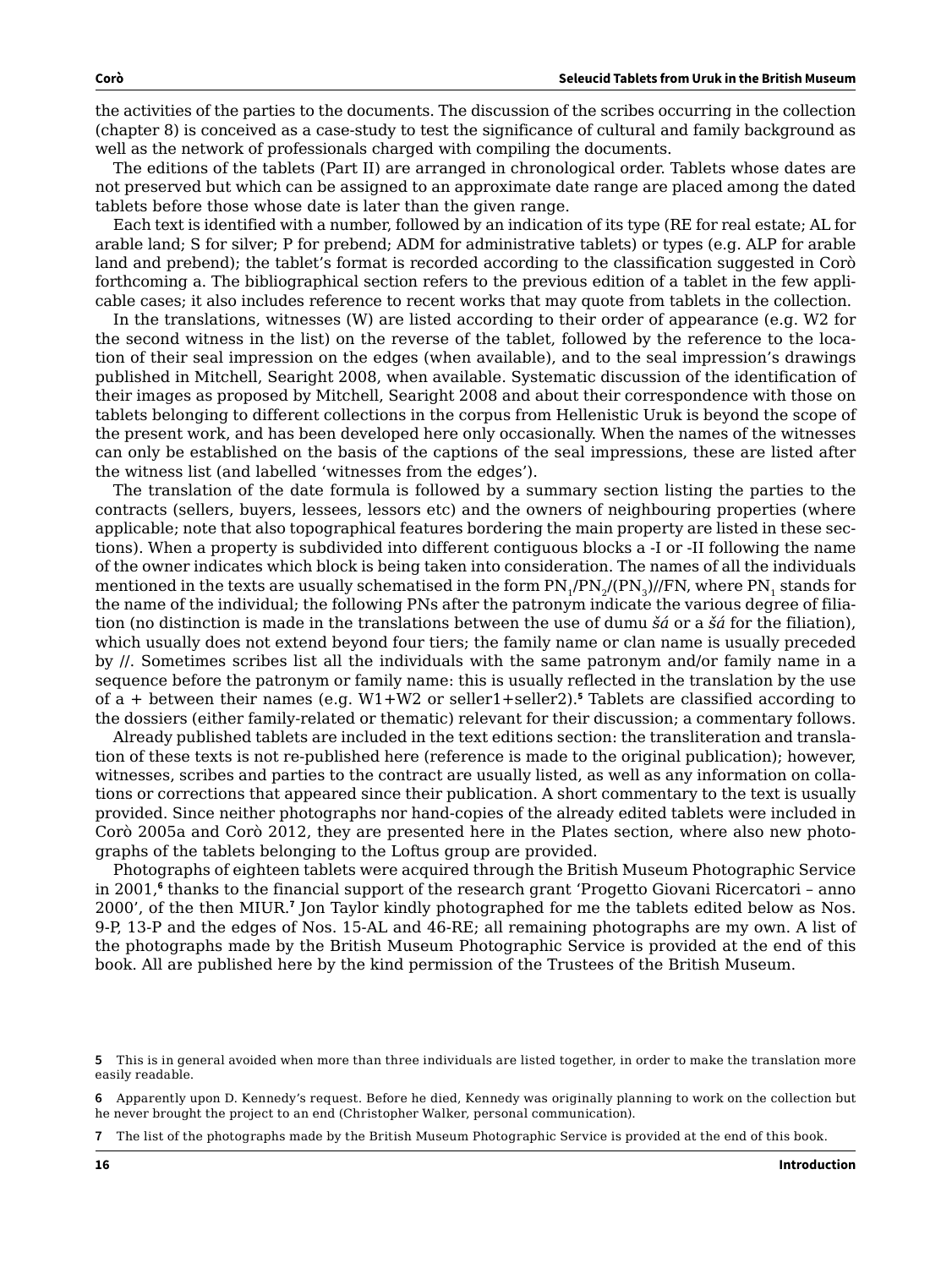the activities of the parties to the documents. The discussion of the scribes occurring in the collection (chapter 8) is conceived as a case-study to test the significance of cultural and family background as well as the network of professionals charged with compiling the documents.

The editions of the tablets (Part II) are arranged in chronological order. Tablets whose dates are not preserved but which can be assigned to an approximate date range are placed among the dated tablets before those whose date is later than the given range.

Each text is identified with a number, followed by an indication of its type (RE for real estate; AL for arable land; S for silver; P for prebend; ADM for administrative tablets) or types (e.g. ALP for arable land and prebend); the tablet's format is recorded according to the classification suggested in Corò forthcoming a. The bibliographical section refers to the previous edition of a tablet in the few applicable cases; it also includes reference to recent works that may quote from tablets in the collection.

In the translations, witnesses (W) are listed according to their order of appearance (e.g. W2 for the second witness in the list) on the reverse of the tablet, followed by the reference to the location of their seal impression on the edges (when available), and to the seal impression's drawings published in Mitchell, Searight 2008, when available. Systematic discussion of the identification of their images as proposed by Mitchell, Searight 2008 and about their correspondence with those on tablets belonging to different collections in the corpus from Hellenistic Uruk is beyond the scope of the present work, and has been developed here only occasionally. When the names of the witnesses can only be established on the basis of the captions of the seal impressions, these are listed after the witness list (and labelled 'witnesses from the edges').

The translation of the date formula is followed by a summary section listing the parties to the contracts (sellers, buyers, lessees, lessors etc) and the owners of neighbouring properties (where applicable; note that also topographical features bordering the main property are listed in these sections). When a property is subdivided into different contiguous blocks a -I or -II following the name of the owner indicates which block is being taken into consideration. The names of all the individuals mentioned in the texts are usually schematised in the form $PN_1/PN_2/(PN_3)//FN$, where $PN_1$ stands for the name of the individual; the following PNs after the patronym indicate the various degree of filiation (no distinction is made in the translations between the use of dumu *šá* or a *šá* for the filiation), which usually does not extend beyond four tiers; the family name or clan name is usually preceded by //. Sometimes scribes list all the individuals with the same patronym and/or family name in a sequence before the patronym or family name: this is usually reflected in the translation by the use of a + between their names (e.g. W1+W2 or seller1+seller2).[5] Tablets are classified according to the dossiers (either family-related or thematic) relevant for their discussion; a commentary follows.

Already published tablets are included in the text editions section: the transliteration and translation of these texts is not re-published here (reference is made to the original publication); however, witnesses, scribes and parties to the contract are usually listed, as well as any information on collations or corrections that appeared since their publication. A short commentary to the text is usually provided. Since neither photographs nor hand-copies of the already edited tablets were included in Corò 2005a and Corò 2012, they are presented here in the Plates section, where also new photographs of the tablets belonging to the Loftus group are provided.

Photographs of eighteen tablets were acquired through the British Museum Photographic Service in 2001,[6] thanks to the financial support of the research grant 'Progetto Giovani Ricercatori – anno 2000', of the then MIUR.[7] Jon Taylor kindly photographed for me the tablets edited below as Nos. 9-P, 13-P and the edges of Nos. 15-AL and 46-RE; all remaining photographs are my own. A list of the photographs made by the British Museum Photographic Service is provided at the end of this book. All are published here by the kind permission of the Trustees of the British Museum.

---

5 This is in general avoided when more than three individuals are listed together, in order to make the translation more easily readable.

6 Apparently upon D. Kennedy's request. Before he died, Kennedy was originally planning to work on the collection but he never brought the project to an end (Christopher Walker, personal communication).

7 The list of the photographs made by the British Museum Photographic Service is provided at the end of this book.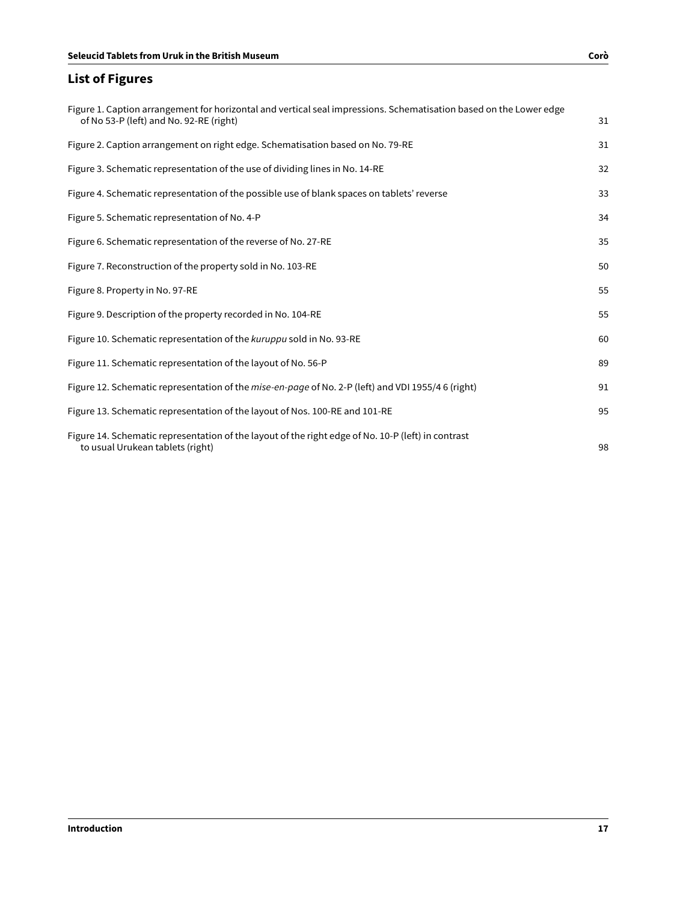## List of Figures

| Figure | Page |
|---|---|
| Figure 1. Caption arrangement for horizontal and vertical seal impressions. Schematisation based on the Lower edge of No 53-P (left) and No. 92-RE (right) | 31 |
| Figure 2. Caption arrangement on right edge. Schematisation based on No. 79-RE | 31 |
| Figure 3. Schematic representation of the use of dividing lines in No. 14-RE | 32 |
| Figure 4. Schematic representation of the possible use of blank spaces on tablets' reverse | 33 |
| Figure 5. Schematic representation of No. 4-P | 34 |
| Figure 6. Schematic representation of the reverse of No. 27-RE | 35 |
| Figure 7. Reconstruction of the property sold in No. 103-RE | 50 |
| Figure 8. Property in No. 97-RE | 55 |
| Figure 9. Description of the property recorded in No. 104-RE | 55 |
| Figure 10. Schematic representation of the *kuruppu* sold in No. 93-RE | 60 |
| Figure 11. Schematic representation of the layout of No. 56-P | 89 |
| Figure 12. Schematic representation of the *mise-en-page* of No. 2-P (left) and VDI 1955/4 6 (right) | 91 |
| Figure 13. Schematic representation of the layout of Nos. 100-RE and 101-RE | 95 |
| Figure 14. Schematic representation of the layout of the right edge of No. 10-P (left) in contrast to usual Urukean tablets (right) | 98 |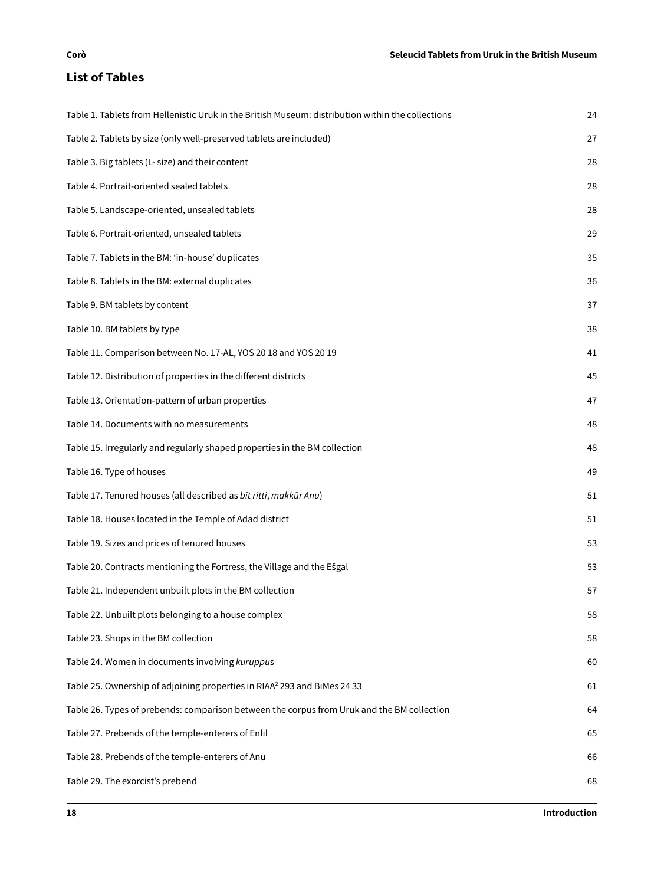## List of Tables

| | |
|---|---|
| Table 1. Tablets from Hellenistic Uruk in the British Museum: distribution within the collections | 24 |
| Table 2. Tablets by size (only well-preserved tablets are included) | 27 |
| Table 3. Big tablets (L- size) and their content | 28 |
| Table 4. Portrait-oriented sealed tablets | 28 |
| Table 5. Landscape-oriented, unsealed tablets | 28 |
| Table 6. Portrait-oriented, unsealed tablets | 29 |
| Table 7. Tablets in the BM: 'in-house' duplicates | 35 |
| Table 8. Tablets in the BM: external duplicates | 36 |
| Table 9. BM tablets by content | 37 |
| Table 10. BM tablets by type | 38 |
| Table 11. Comparison between No. 17-AL, YOS 20 18 and YOS 20 19 | 41 |
| Table 12. Distribution of properties in the different districts | 45 |
| Table 13. Orientation-pattern of urban properties | 47 |
| Table 14. Documents with no measurements | 48 |
| Table 15. Irregularly and regularly shaped properties in the BM collection | 48 |
| Table 16. Type of houses | 49 |
| Table 17. Tenured houses (all described as *bīt ritti*, *makkūr Anu*) | 51 |
| Table 18. Houses located in the Temple of Adad district | 51 |
| Table 19. Sizes and prices of tenured houses | 53 |
| Table 20. Contracts mentioning the Fortress, the Village and the Ešgal | 53 |
| Table 21. Independent unbuilt plots in the BM collection | 57 |
| Table 22. Unbuilt plots belonging to a house complex | 58 |
| Table 23. Shops in the BM collection | 58 |
| Table 24. Women in documents involving *kuruppu*s | 60 |
| Table 25. Ownership of adjoining properties in RIAA[2] 293 and BiMes 24 33 | 61 |
| Table 26. Types of prebends: comparison between the corpus from Uruk and the BM collection | 64 |
| Table 27. Prebends of the temple-enterers of Enlil | 65 |
| Table 28. Prebends of the temple-enterers of Anu | 66 |
| Table 29. The exorcist's prebend | 68 |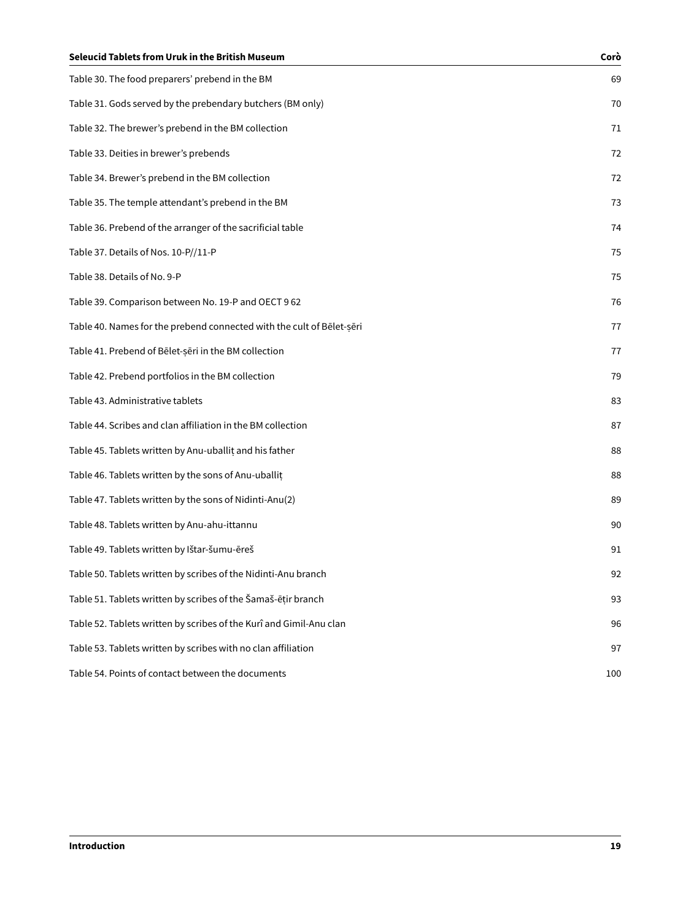Table 30. The food preparers’ prebend in the BM 69

Table 31. Gods served by the prebendary butchers (BM only) 70

Table 32. The brewer’s prebend in the BM collection 71

Table 33. Deities in brewer’s prebends 72

Table 34. Brewer’s prebend in the BM collection 72

Table 35. The temple attendant’s prebend in the BM 73

Table 36. Prebend of the arranger of the sacrificial table 74

Table 37. Details of Nos. 10-P//11-P 75

Table 38. Details of No. 9-P 75

Table 39. Comparison between No. 19-P and OECT 9 62 76

Table 40. Names for the prebend connected with the cult of Bēlet-ṣēri 77

Table 41. Prebend of Bēlet-ṣēri in the BM collection 77

Table 42. Prebend portfolios in the BM collection 79

Table 43. Administrative tablets 83

Table 44. Scribes and clan affiliation in the BM collection 87

Table 45. Tablets written by Anu-uballiṭ and his father 88

Table 46. Tablets written by the sons of Anu-uballiṭ 88

Table 47. Tablets written by the sons of Nidinti-Anu(2) 89

Table 48. Tablets written by Anu-ahu-ittannu 90

Table 49. Tablets written by Ištar-šumu-ēreš 91

Table 50. Tablets written by scribes of the Nidinti-Anu branch 92

Table 51. Tablets written by scribes of the Šamaš-ēṭir branch 93

Table 52. Tablets written by scribes of the Kurî and Gimil-Anu clan 96

Table 53. Tablets written by scribes with no clan affiliation 97

Table 54. Points of contact between the documents 100